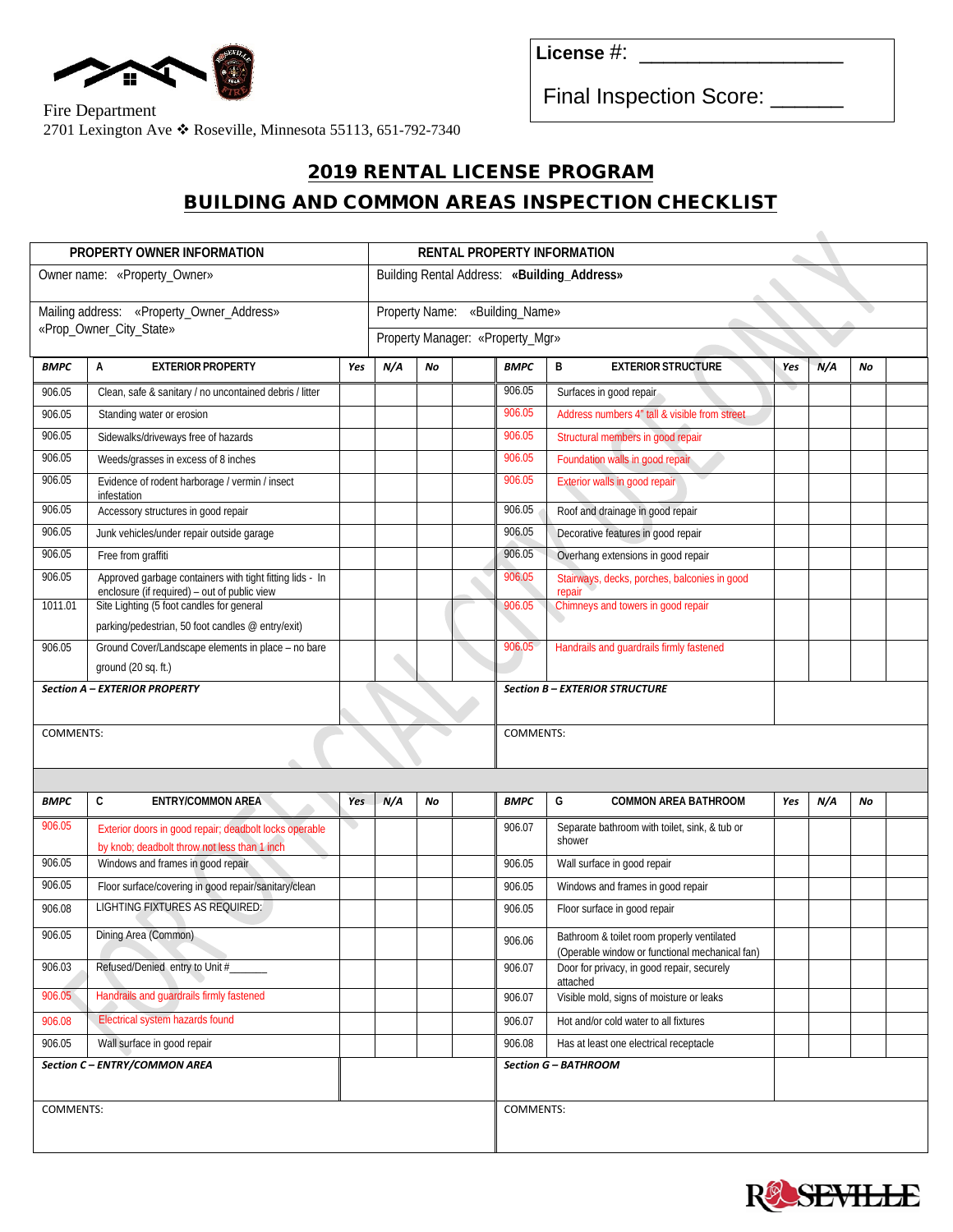Fire Department
2701 Lexington Ave ❖ Roseville, Minnesota 55113, 651-792-7340

License #: ___________________

Final Inspection Score: ______

# 2019 RENTAL LICENSE PROGRAM

## BUILDING AND COMMON AREAS INSPECTION CHECKLIST

| PROPERTY OWNER INFORMATION | RENTAL PROPERTY INFORMATION |
|---|---|
| Owner name: «Property_Owner» | Building Rental Address: **«Building_Address»** |
| Mailing address: «Property_Owner_Address» «Prop_Owner_City_State» | Property Name: «Building_Name» |
| | Property Manager: «Property_Mgr» |

| BMPC | A EXTERIOR PROPERTY | Yes | N/A | No | |
|---|---|---|---|---|---|
| 906.05 | Clean, safe & sanitary / no uncontained debris / litter | | | | |
| 906.05 | Standing water or erosion | | | | |
| 906.05 | Sidewalks/driveways free of hazards | | | | |
| 906.05 | Weeds/grasses in excess of 8 inches | | | | |
| 906.05 | Evidence of rodent harborage / vermin / insect infestation | | | | |
| 906.05 | Accessory structures in good repair | | | | |
| 906.05 | Junk vehicles/under repair outside garage | | | | |
| 906.05 | Free from graffiti | | | | |
| 906.05 | Approved garbage containers with tight fitting lids - In enclosure (if required) – out of public view | | | | |
| 1011.01 | Site Lighting (5 foot candles for general parking/pedestrian, 50 foot candles @ entry/exit) | | | | |
| 906.05 | Ground Cover/Landscape elements in place – no bare ground (20 sq. ft.) | | | | |
| ***Section A – EXTERIOR PROPERTY*** | | | | | |
| COMMENTS: | | | | | |

| BMPC | B EXTERIOR STRUCTURE | Yes | N/A | No | |
|---|---|---|---|---|---|
| 906.05 | Surfaces in good repair | | | | |
| 906.05 | Address numbers 4" tall & visible from street | | | | |
| 906.05 | Structural members in good repair | | | | |
| 906.05 | Foundation walls in good repair | | | | |
| 906.05 | Exterior walls in good repair | | | | |
| 906.05 | Roof and drainage in good repair | | | | |
| 906.05 | Decorative features in good repair | | | | |
| 906.05 | Overhang extensions in good repair | | | | |
| 906.05 | Stairways, decks, porches, balconies in good repair | | | | |
| 906.05 | Chimneys and towers in good repair | | | | |
| 906.05 | Handrails and guardrails firmly fastened | | | | |
| ***Section B – EXTERIOR STRUCTURE*** | | | | | |
| COMMENTS: | | | | | |

| BMPC | C ENTRY/COMMON AREA | Yes | N/A | No | |
|---|---|---|---|---|---|
| 906.05 | Exterior doors in good repair; deadbolt locks operable by knob; deadbolt throw not less than 1 inch | | | | |
| 906.05 | Windows and frames in good repair | | | | |
| 906.05 | Floor surface/covering in good repair/sanitary/clean | | | | |
| 906.08 | LIGHTING FIXTURES AS REQUIRED: | | | | |
| 906.05 | Dining Area (Common) | | | | |
| 906.03 | Refused/Denied entry to Unit #______ | | | | |
| 906.05 | Handrails and guardrails firmly fastened | | | | |
| 906.08 | Electrical system hazards found | | | | |
| 906.05 | Wall surface in good repair | | | | |
| ***Section C – ENTRY/COMMON AREA*** | | | | | |
| COMMENTS: | | | | | |

| BMPC | G COMMON AREA BATHROOM | Yes | N/A | No | |
|---|---|---|---|---|---|
| 906.07 | Separate bathroom with toilet, sink, & tub or shower | | | | |
| 906.05 | Wall surface in good repair | | | | |
| 906.05 | Windows and frames in good repair | | | | |
| 906.05 | Floor surface in good repair | | | | |
| 906.06 | Bathroom & toilet room properly ventilated (Operable window or functional mechanical fan) | | | | |
| 906.07 | Door for privacy, in good repair, securely attached | | | | |
| 906.07 | Visible mold, signs of moisture or leaks | | | | |
| 906.07 | Hot and/or cold water to all fixtures | | | | |
| 906.08 | Has at least one electrical receptacle | | | | |
| ***Section G – BATHROOM*** | | | | | |
| COMMENTS: | | | | | |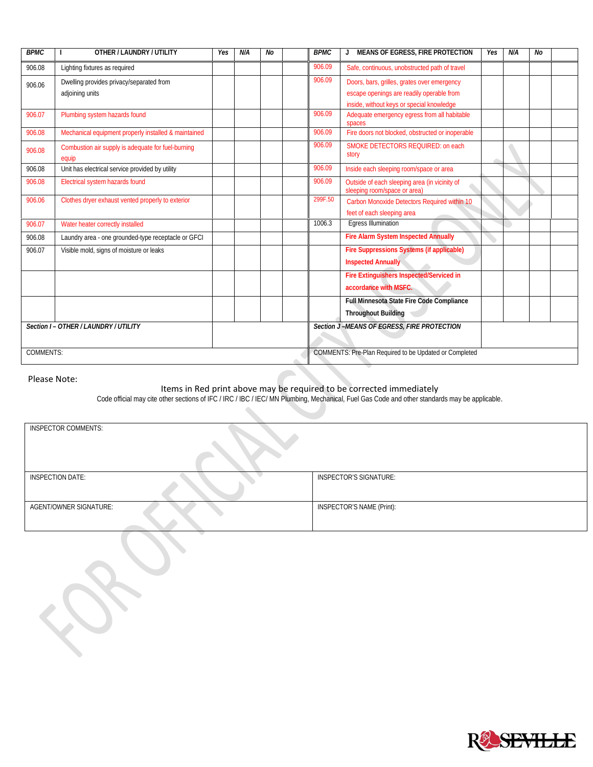| BPMC | I OTHER / LAUNDRY / UTILITY | Yes | N/A | No | | BPMC | J MEANS OF EGRESS, FIRE PROTECTION | Yes | N/A | No | |
|---|---|---|---|---|---|---|---|---|---|---|---|
| 906.08 | Lighting fixtures as required | | | | | 906.09 | Safe, continuous, unobstructed path of travel | | | | |
| 906.06 | Dwelling provides privacy/separated from adjoining units | | | | | 906.09 | Doors, bars, grilles, grates over emergency escape openings are readily operable from inside, without keys or special knowledge | | | | |
| 906.07 | Plumbing system hazards found | | | | | 906.09 | Adequate emergency egress from all habitable spaces | | | | |
| 906.08 | Mechanical equipment properly installed & maintained | | | | | 906.09 | Fire doors not blocked, obstructed or inoperable | | | | |
| 906.08 | Combustion air supply is adequate for fuel-burning equip | | | | | 906.09 | SMOKE DETECTORS REQUIRED: on each story | | | | |
| 906.08 | Unit has electrical service provided by utility | | | | | 906.09 | Inside each sleeping room/space or area | | | | |
| 906.08 | Electrical system hazards found | | | | | 906.09 | Outside of each sleeping area (in vicinity of sleeping room/space or area) | | | | |
| 906.06 | Clothes dryer exhaust vented properly to exterior | | | | | 299F.50 | Carbon Monoxide Detectors Required within 10 feet of each sleeping area | | | | |
| 906.07 | Water heater correctly installed | | | | | 1006.3 | Egress Illumination | | | | |
| 906.08 | Laundry area - one grounded-type receptacle or GFCI | | | | | | **Fire Alarm System Inspected Annually** | | | | |
| 906.07 | Visible mold, signs of moisture or leaks | | | | | | **Fire Suppressions Systems (if applicable) Inspected Annually** | | | | |
| | | | | | | | **Fire Extinguishers Inspected/Serviced in accordance with MSFC.** | | | | |
| | | | | | | | **Full Minnesota State Fire Code Compliance Throughout Building** | | | | |
| ***Section I – OTHER / LAUNDRY / UTILITY*** | | | | | | ***Section J –MEANS OF EGRESS, FIRE PROTECTION*** | | | | | |
| COMMENTS: | | | | | | COMMENTS: Pre-Plan Required to be Updated or Completed | | | | | |

Please Note:

Items in Red print above may be required to be corrected immediately

Code official may cite other sections of IFC / IRC / IBC / IEC/ MN Plumbing, Mechanical, Fuel Gas Code and other standards may be applicable.

| | |
|---|---|
| INSPECTOR COMMENTS: | |
| INSPECTION DATE: | INSPECTOR'S SIGNATURE: |
| AGENT/OWNER SIGNATURE: | INSPECTOR'S NAME (Print): |

FOR OFFICIAL CITY USE ONLY

ROSEVILLE